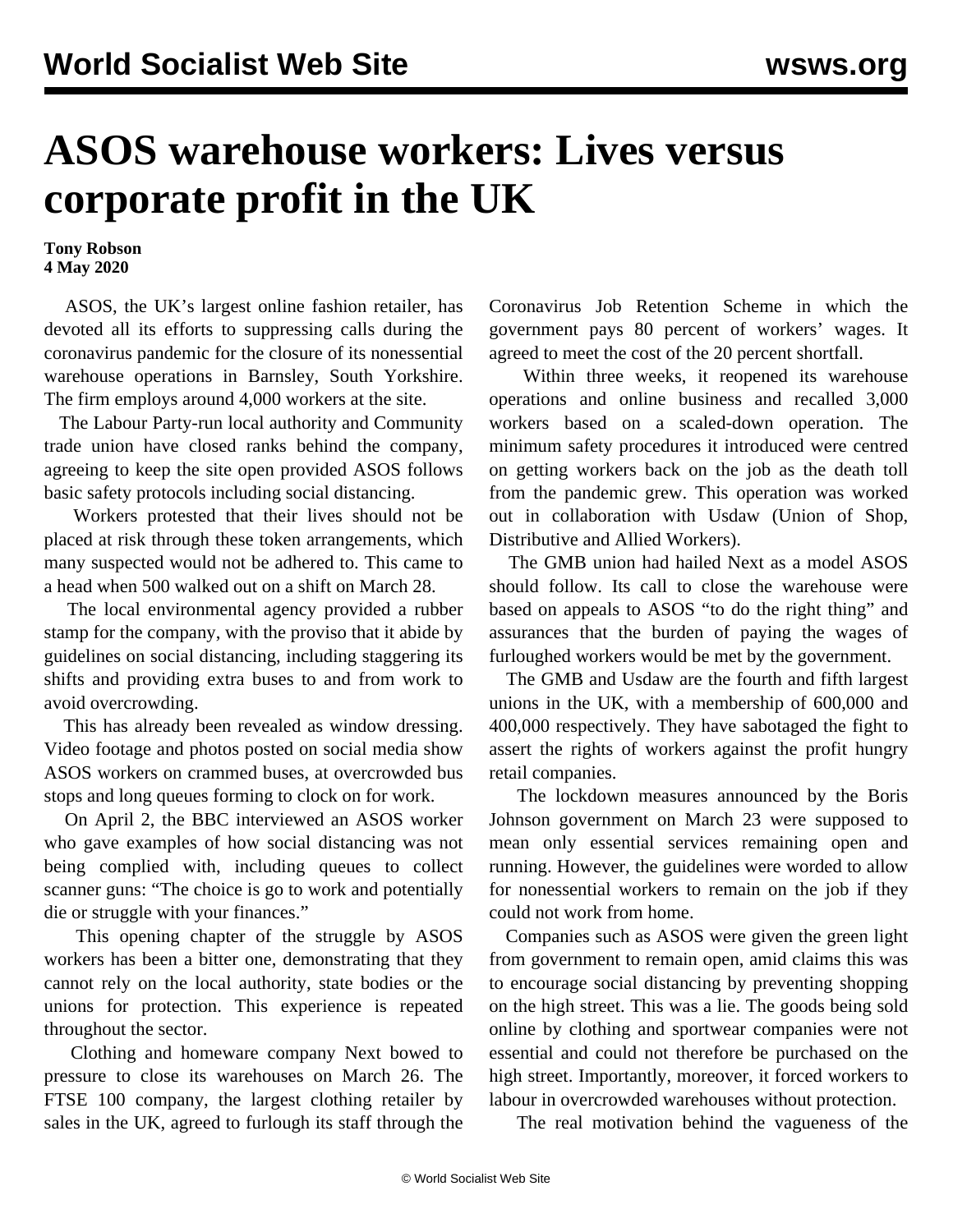# ASOS warehouse workers: Lives versus corporate profit in the UK

**Tony Robson**
**4 May 2020**

ASOS, the UK's largest online fashion retailer, has devoted all its efforts to suppressing calls during the coronavirus pandemic for the closure of its nonessential warehouse operations in Barnsley, South Yorkshire. The firm employs around 4,000 workers at the site.

The Labour Party-run local authority and Community trade union have closed ranks behind the company, agreeing to keep the site open provided ASOS follows basic safety protocols including social distancing.

Workers protested that their lives should not be placed at risk through these token arrangements, which many suspected would not be adhered to. This came to a head when 500 walked out on a shift on March 28.

The local environmental agency provided a rubber stamp for the company, with the proviso that it abide by guidelines on social distancing, including staggering its shifts and providing extra buses to and from work to avoid overcrowding.

This has already been revealed as window dressing. Video footage and photos posted on social media show ASOS workers on crammed buses, at overcrowded bus stops and long queues forming to clock on for work.

On April 2, the BBC interviewed an ASOS worker who gave examples of how social distancing was not being complied with, including queues to collect scanner guns: "The choice is go to work and potentially die or struggle with your finances."

This opening chapter of the struggle by ASOS workers has been a bitter one, demonstrating that they cannot rely on the local authority, state bodies or the unions for protection. This experience is repeated throughout the sector.

Clothing and homeware company Next bowed to pressure to close its warehouses on March 26. The FTSE 100 company, the largest clothing retailer by sales in the UK, agreed to furlough its staff through the Coronavirus Job Retention Scheme in which the government pays 80 percent of workers' wages. It agreed to meet the cost of the 20 percent shortfall.

Within three weeks, it reopened its warehouse operations and online business and recalled 3,000 workers based on a scaled-down operation. The minimum safety procedures it introduced were centred on getting workers back on the job as the death toll from the pandemic grew. This operation was worked out in collaboration with Usdaw (Union of Shop, Distributive and Allied Workers).

The GMB union had hailed Next as a model ASOS should follow. Its call to close the warehouse were based on appeals to ASOS "to do the right thing" and assurances that the burden of paying the wages of furloughed workers would be met by the government.

The GMB and Usdaw are the fourth and fifth largest unions in the UK, with a membership of 600,000 and 400,000 respectively. They have sabotaged the fight to assert the rights of workers against the profit hungry retail companies.

The lockdown measures announced by the Boris Johnson government on March 23 were supposed to mean only essential services remaining open and running. However, the guidelines were worded to allow for nonessential workers to remain on the job if they could not work from home.

Companies such as ASOS were given the green light from government to remain open, amid claims this was to encourage social distancing by preventing shopping on the high street. This was a lie. The goods being sold online by clothing and sportwear companies were not essential and could not therefore be purchased on the high street. Importantly, moreover, it forced workers to labour in overcrowded warehouses without protection.

The real motivation behind the vagueness of the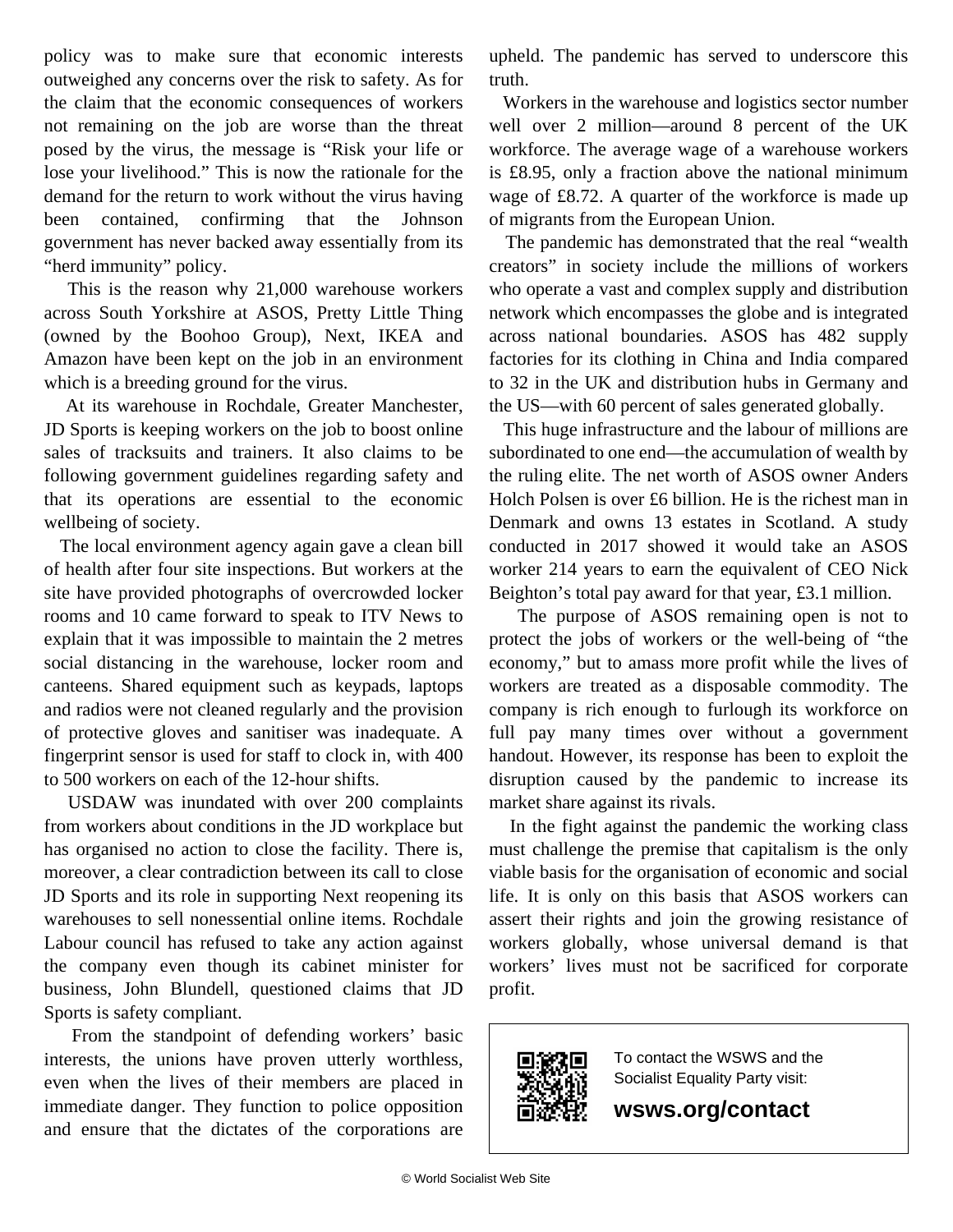policy was to make sure that economic interests outweighed any concerns over the risk to safety. As for the claim that the economic consequences of workers not remaining on the job are worse than the threat posed by the virus, the message is "Risk your life or lose your livelihood." This is now the rationale for the demand for the return to work without the virus having been contained, confirming that the Johnson government has never backed away essentially from its "herd immunity" policy.

This is the reason why 21,000 warehouse workers across South Yorkshire at ASOS, Pretty Little Thing (owned by the Boohoo Group), Next, IKEA and Amazon have been kept on the job in an environment which is a breeding ground for the virus.

At its warehouse in Rochdale, Greater Manchester, JD Sports is keeping workers on the job to boost online sales of tracksuits and trainers. It also claims to be following government guidelines regarding safety and that its operations are essential to the economic wellbeing of society.

The local environment agency again gave a clean bill of health after four site inspections. But workers at the site have provided photographs of overcrowded locker rooms and 10 came forward to speak to ITV News to explain that it was impossible to maintain the 2 metres social distancing in the warehouse, locker room and canteens. Shared equipment such as keypads, laptops and radios were not cleaned regularly and the provision of protective gloves and sanitiser was inadequate. A fingerprint sensor is used for staff to clock in, with 400 to 500 workers on each of the 12-hour shifts.

USDAW was inundated with over 200 complaints from workers about conditions in the JD workplace but has organised no action to close the facility. There is, moreover, a clear contradiction between its call to close JD Sports and its role in supporting Next reopening its warehouses to sell nonessential online items. Rochdale Labour council has refused to take any action against the company even though its cabinet minister for business, John Blundell, questioned claims that JD Sports is safety compliant.

From the standpoint of defending workers' basic interests, the unions have proven utterly worthless, even when the lives of their members are placed in immediate danger. They function to police opposition and ensure that the dictates of the corporations are upheld. The pandemic has served to underscore this truth.

Workers in the warehouse and logistics sector number well over 2 million—around 8 percent of the UK workforce. The average wage of a warehouse workers is £8.95, only a fraction above the national minimum wage of £8.72. A quarter of the workforce is made up of migrants from the European Union.

The pandemic has demonstrated that the real "wealth creators" in society include the millions of workers who operate a vast and complex supply and distribution network which encompasses the globe and is integrated across national boundaries. ASOS has 482 supply factories for its clothing in China and India compared to 32 in the UK and distribution hubs in Germany and the US—with 60 percent of sales generated globally.

This huge infrastructure and the labour of millions are subordinated to one end—the accumulation of wealth by the ruling elite. The net worth of ASOS owner Anders Holch Polsen is over £6 billion. He is the richest man in Denmark and owns 13 estates in Scotland. A study conducted in 2017 showed it would take an ASOS worker 214 years to earn the equivalent of CEO Nick Beighton's total pay award for that year, £3.1 million.

The purpose of ASOS remaining open is not to protect the jobs of workers or the well-being of "the economy," but to amass more profit while the lives of workers are treated as a disposable commodity. The company is rich enough to furlough its workforce on full pay many times over without a government handout. However, its response has been to exploit the disruption caused by the pandemic to increase its market share against its rivals.

In the fight against the pandemic the working class must challenge the premise that capitalism is the only viable basis for the organisation of economic and social life. It is only on this basis that ASOS workers can assert their rights and join the growing resistance of workers globally, whose universal demand is that workers' lives must not be sacrificed for corporate profit.

To contact the WSWS and the Socialist Equality Party visit:

**wsws.org/contact**

© World Socialist Web Site